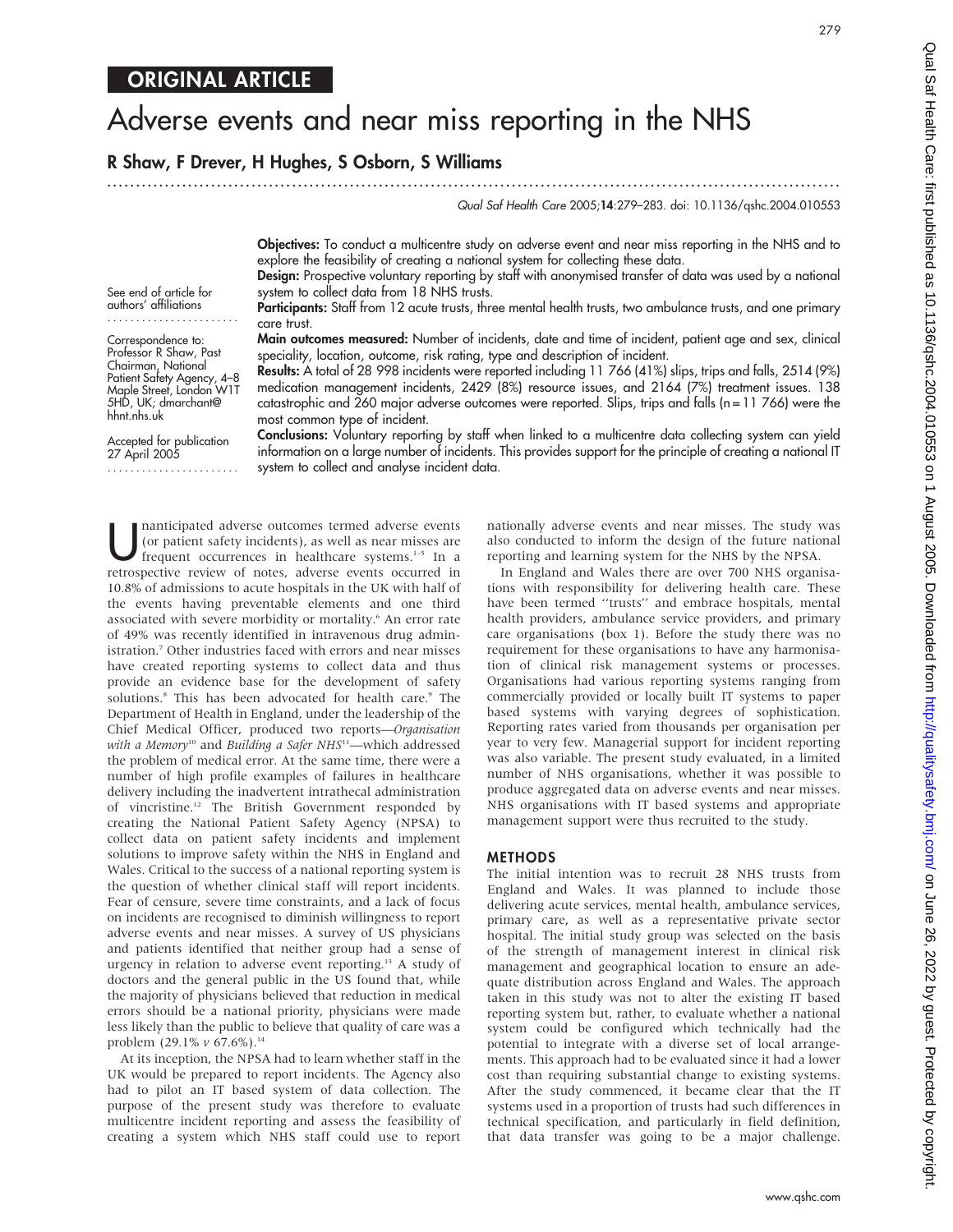ORIGINAL ARTICLE

# Adverse events and near miss reporting in the NHS

**R Shaw, F Drever, H Hughes, S Osborn, S Williams**

See end of article for authors' affiliations

Correspondence to: Professor R Shaw, Past Chairman, National Patient Safety Agency, 4–8 Maple Street, London W1T 5HD, UK; dmarchant@hhnt.nhs.uk

Accepted for publication 27 April 2005

**Objectives:** To conduct a multicentre study on adverse event and near miss reporting in the NHS and to explore the feasibility of creating a national system for collecting these data.

**Design:** Prospective voluntary reporting by staff with anonymised transfer of data was used by a national system to collect data from 18 NHS trusts.

**Participants:** Staff from 12 acute trusts, three mental health trusts, two ambulance trusts, and one primary care trust.

**Main outcomes measured:** Number of incidents, date and time of incident, patient age and sex, clinical speciality, location, outcome, risk rating, type and description of incident.

**Results:** A total of 28 998 incidents were reported including 11 766 (41%) slips, trips and falls, 2514 (9%) medication management incidents, 2429 (8%) resource issues, and 2164 (7%) treatment issues. 138 catastrophic and 260 major adverse outcomes were reported. Slips, trips and falls (n = 11 766) were the most common type of incident.

**Conclusions:** Voluntary reporting by staff when linked to a multicentre data collecting system can yield information on a large number of incidents. This provides support for the principle of creating a national IT system to collect and analyse incident data.

Unanticipated adverse outcomes termed adverse events (or patient safety incidents), as well as near misses are frequent occurrences in healthcare systems.[1–5] In a retrospective review of notes, adverse events occurred in 10.8% of admissions to acute hospitals in the UK with half of the events having preventable elements and one third associated with severe morbidity or mortality.[6] An error rate of 49% was recently identified in intravenous drug administration.[7] Other industries faced with errors and near misses have created reporting systems to collect data and thus provide an evidence base for the development of safety solutions.[8] This has been advocated for health care.[9] The Department of Health in England, under the leadership of the Chief Medical Officer, produced two reports—*Organisation with a Memory*[10] and *Building a Safer NHS*[11]—which addressed the problem of medical error. At the same time, there were a number of high profile examples of failures in healthcare delivery including the inadvertent intrathecal administration of vincristine.[12] The British Government responded by creating the National Patient Safety Agency (NPSA) to collect data on patient safety incidents and implement solutions to improve safety within the NHS in England and Wales. Critical to the success of a national reporting system is the question of whether clinical staff will report incidents. Fear of censure, severe time constraints, and a lack of focus on incidents are recognised to diminish willingness to report adverse events and near misses. A survey of US physicians and patients identified that neither group had a sense of urgency in relation to adverse event reporting.[13] A study of doctors and the general public in the US found that, while the majority of physicians believed that reduction in medical errors should be a national priority, physicians were made less likely than the public to believe that quality of care was a problem (29.1% *v* 67.6%).[14]

At its inception, the NPSA had to learn whether staff in the UK would be prepared to report incidents. The Agency also had to pilot an IT based system of data collection. The purpose of the present study was therefore to evaluate multicentre incident reporting and assess the feasibility of creating a system which NHS staff could use to report nationally adverse events and near misses. The study was also conducted to inform the design of the future national reporting and learning system for the NHS by the NPSA.

In England and Wales there are over 700 NHS organisations with responsibility for delivering health care. These have been termed "trusts" and embrace hospitals, mental health providers, ambulance service providers, and primary care organisations (box 1). Before the study there was no requirement for these organisations to have any harmonisation of clinical risk management systems or processes. Organisations had various reporting systems ranging from commercially provided or locally built IT systems to paper based systems with varying degrees of sophistication. Reporting rates varied from thousands per organisation per year to very few. Managerial support for incident reporting was also variable. The present study evaluated, in a limited number of NHS organisations, whether it was possible to produce aggregated data on adverse events and near misses. NHS organisations with IT based systems and appropriate management support were thus recruited to the study.

## METHODS

The initial intention was to recruit 28 NHS trusts from England and Wales. It was planned to include those delivering acute services, mental health, ambulance services, primary care, as well as a representative private sector hospital. The initial study group was selected on the basis of the strength of management interest in clinical risk management and geographical location to ensure an adequate distribution across England and Wales. The approach taken in this study was not to alter the existing IT based reporting system but, rather, to evaluate whether a national system could be configured which technically had the potential to integrate with a diverse set of local arrangements. This approach had to be evaluated since it had a lower cost than requiring substantial change to existing systems. After the study commenced, it became clear that the IT systems used in a proportion of trusts had such differences in technical specification, and particularly in field definition, that data transfer was going to be a major challenge.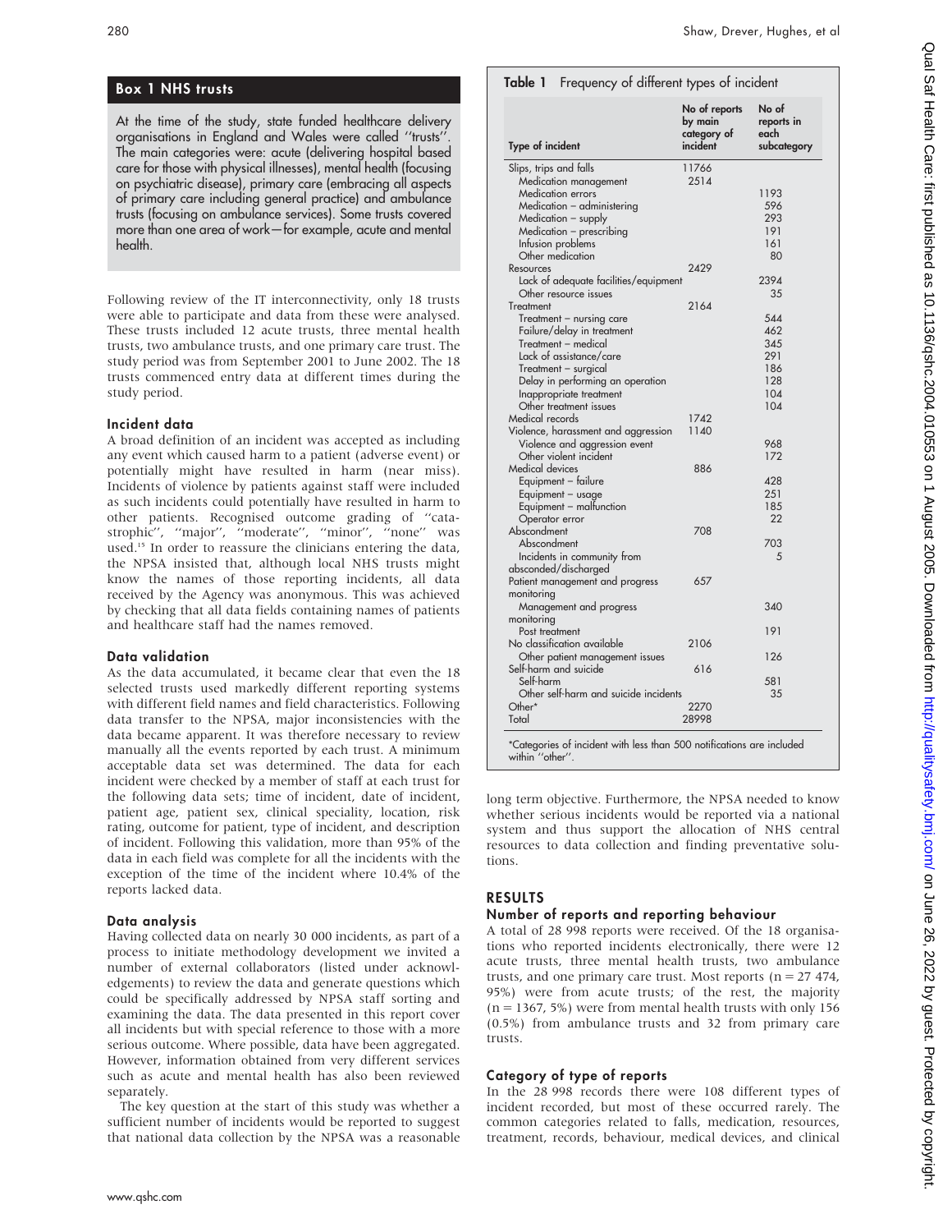## Box 1 NHS trusts

At the time of the study, state funded healthcare delivery organisations in England and Wales were called ''trusts''. The main categories were: acute (delivering hospital based care for those with physical illnesses), mental health (focusing on psychiatric disease), primary care (embracing all aspects of primary care including general practice) and ambulance trusts (focusing on ambulance services). Some trusts covered more than one area of work—for example, acute and mental health.

Following review of the IT interconnectivity, only 18 trusts were able to participate and data from these were analysed. These trusts included 12 acute trusts, three mental health trusts, two ambulance trusts, and one primary care trust. The study period was from September 2001 to June 2002. The 18 trusts commenced entry data at different times during the study period.

### Incident data

A broad definition of an incident was accepted as including any event which caused harm to a patient (adverse event) or potentially might have resulted in harm (near miss). Incidents of violence by patients against staff were included as such incidents could potentially have resulted in harm to other patients. Recognised outcome grading of ''catastrophic'', ''major'', ''moderate'', ''minor'', ''none'' was used.[15] In order to reassure the clinicians entering the data, the NPSA insisted that, although local NHS trusts might know the names of those reporting incidents, all data received by the Agency was anonymous. This was achieved by checking that all data fields containing names of patients and healthcare staff had the names removed.

### Data validation

As the data accumulated, it became clear that even the 18 selected trusts used markedly different reporting systems with different field names and field characteristics. Following data transfer to the NPSA, major inconsistencies with the data became apparent. It was therefore necessary to review manually all the events reported by each trust. A minimum acceptable data set was determined. The data for each incident were checked by a member of staff at each trust for the following data sets; time of incident, date of incident, patient age, patient sex, clinical speciality, location, risk rating, outcome for patient, type of incident, and description of incident. Following this validation, more than 95% of the data in each field was complete for all the incidents with the exception of the time of the incident where 10.4% of the reports lacked data.

### Data analysis

Having collected data on nearly 30 000 incidents, as part of a process to initiate methodology development we invited a number of external collaborators (listed under acknowledgements) to review the data and generate questions which could be specifically addressed by NPSA staff sorting and examining the data. The data presented in this report cover all incidents but with special reference to those with a more serious outcome. Where possible, data have been aggregated. However, information obtained from very different services such as acute and mental health has also been reviewed separately.

The key question at the start of this study was whether a sufficient number of incidents would be reported to suggest that national data collection by the NPSA was a reasonable long term objective. Furthermore, the NPSA needed to know whether serious incidents would be reported via a national system and thus support the allocation of NHS central resources to data collection and finding preventative solutions.

**Table 1** Frequency of different types of incident

| Type of incident | No of reports by main category of incident | No of reports in each subcategory |
|---|---|---|
| Slips, trips and falls | 11766 | |
| Medication management | 2514 | |
| Medication errors | | 1193 |
| Medication – administering | | 596 |
| Medication – supply | | 293 |
| Medication – prescribing | | 191 |
| Infusion problems | | 161 |
| Other medication | | 80 |
| Resources | 2429 | |
| Lack of adequate facilities/equipment | | 2394 |
| Other resource issues | | 35 |
| Treatment | 2164 | |
| Treatment – nursing care | | 544 |
| Failure/delay in treatment | | 462 |
| Treatment – medical | | 345 |
| Lack of assistance/care | | 291 |
| Treatment – surgical | | 186 |
| Delay in performing an operation | | 128 |
| Inappropriate treatment | | 104 |
| Other treatment issues | | 104 |
| Medical records | 1742 | |
| Violence, harassment and aggression | 1140 | |
| Violence and aggression event | | 968 |
| Other violent incident | | 172 |
| Medical devices | 886 | |
| Equipment – failure | | 428 |
| Equipment – usage | | 251 |
| Equipment – malfunction | | 185 |
| Operator error | | 22 |
| Abscondment | 708 | |
| Abscondment | | 703 |
| Incidents in community from absconded/discharged | | 5 |
| Patient management and progress monitoring | 657 | |
| Management and progress monitoring | | 340 |
| Post treatment | | 191 |
| No classification available | 2106 | |
| Other patient management issues | | 126 |
| Self-harm and suicide | 616 | |
| Self-harm | | 581 |
| Other self-harm and suicide incidents | | 35 |
| Other* | 2270 | |
| Total | 28998 | |

*Categories of incident with less than 500 notifications are included within ''other''.

## RESULTS

### Number of reports and reporting behaviour

A total of 28 998 reports were received. Of the 18 organisations who reported incidents electronically, there were 12 acute trusts, three mental health trusts, two ambulance trusts, and one primary care trust. Most reports (n = 27 474, 95%) were from acute trusts; of the rest, the majority (n = 1367, 5%) were from mental health trusts with only 156 (0.5%) from ambulance trusts and 32 from primary care trusts.

### Category of type of reports

In the 28 998 records there were 108 different types of incident recorded, but most of these occurred rarely. The common categories related to falls, medication, resources, treatment, records, behaviour, medical devices, and clinical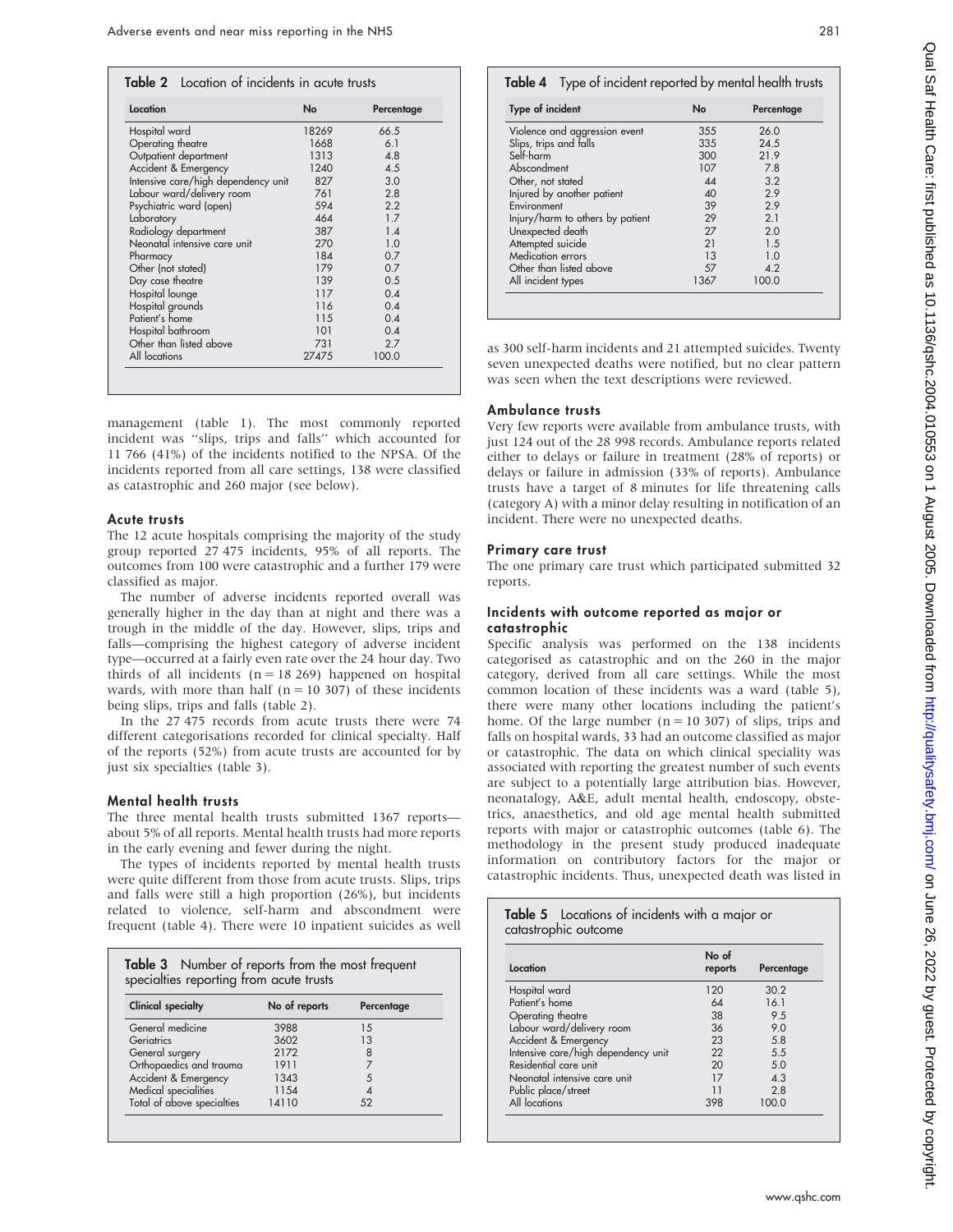**Table 2** Location of incidents in acute trusts

| Location | No | Percentage |
|---|---|---|
| Hospital ward | 18269 | 66.5 |
| Operating theatre | 1668 | 6.1 |
| Outpatient department | 1313 | 4.8 |
| Accident & Emergency | 1240 | 4.5 |
| Intensive care/high dependency unit | 827 | 3.0 |
| Labour ward/delivery room | 761 | 2.8 |
| Psychiatric ward (open) | 594 | 2.2 |
| Laboratory | 464 | 1.7 |
| Radiology department | 387 | 1.4 |
| Neonatal intensive care unit | 270 | 1.0 |
| Pharmacy | 184 | 0.7 |
| Other (not stated) | 179 | 0.7 |
| Day case theatre | 139 | 0.5 |
| Hospital lounge | 117 | 0.4 |
| Hospital grounds | 116 | 0.4 |
| Patient's home | 115 | 0.4 |
| Hospital bathroom | 101 | 0.4 |
| Other than listed above | 731 | 2.7 |
| All locations | 27475 | 100.0 |

management (table 1). The most commonly reported incident was "slips, trips and falls" which accounted for 11 766 (41%) of the incidents notified to the NPSA. Of the incidents reported from all care settings, 138 were classified as catastrophic and 260 major (see below).

### Acute trusts

The 12 acute hospitals comprising the majority of the study group reported 27 475 incidents, 95% of all reports. The outcomes from 100 were catastrophic and a further 179 were classified as major.

The number of adverse incidents reported overall was generally higher in the day than at night and there was a trough in the middle of the day. However, slips, trips and falls—comprising the highest category of adverse incident type—occurred at a fairly even rate over the 24 hour day. Two thirds of all incidents (n = 18 269) happened on hospital wards, with more than half (n = 10 307) of these incidents being slips, trips and falls (table 2).

In the 27 475 records from acute trusts there were 74 different categorisations recorded for clinical specialty. Half of the reports (52%) from acute trusts are accounted for by just six specialties (table 3).

### Mental health trusts

The three mental health trusts submitted 1367 reports—about 5% of all reports. Mental health trusts had more reports in the early evening and fewer during the night.

The types of incidents reported by mental health trusts were quite different from those from acute trusts. Slips, trips and falls were still a high proportion (26%), but incidents related to violence, self-harm and abscondment were frequent (table 4). There were 10 inpatient suicides as well as 300 self-harm incidents and 21 attempted suicides. Twenty seven unexpected deaths were notified, but no clear pattern was seen when the text descriptions were reviewed.

**Table 3** Number of reports from the most frequent specialties reporting from acute trusts

| Clinical specialty | No of reports | Percentage |
|---|---|---|
| General medicine | 3988 | 15 |
| Geriatrics | 3602 | 13 |
| General surgery | 2172 | 8 |
| Orthopaedics and trauma | 1911 | 7 |
| Accident & Emergency | 1343 | 5 |
| Medical specialities | 1154 | 4 |
| Total of above specialties | 14110 | 52 |

**Table 4** Type of incident reported by mental health trusts

| Type of incident | No | Percentage |
|---|---|---|
| Violence and aggression event | 355 | 26.0 |
| Slips, trips and falls | 335 | 24.5 |
| Self-harm | 300 | 21.9 |
| Abscondment | 107 | 7.8 |
| Other, not stated | 44 | 3.2 |
| Injured by another patient | 40 | 2.9 |
| Environment | 39 | 2.9 |
| Injury/harm to others by patient | 29 | 2.1 |
| Unexpected death | 27 | 2.0 |
| Attempted suicide | 21 | 1.5 |
| Medication errors | 13 | 1.0 |
| Other than listed above | 57 | 4.2 |
| All incident types | 1367 | 100.0 |

### Ambulance trusts

Very few reports were available from ambulance trusts, with just 124 out of the 28 998 records. Ambulance reports related either to delays or failure in treatment (28% of reports) or delays or failure in admission (33% of reports). Ambulance trusts have a target of 8 minutes for life threatening calls (category A) with a minor delay resulting in notification of an incident. There were no unexpected deaths.

### Primary care trust

The one primary care trust which participated submitted 32 reports.

### Incidents with outcome reported as major or catastrophic

Specific analysis was performed on the 138 incidents categorised as catastrophic and on the 260 in the major category, derived from all care settings. While the most common location of these incidents was a ward (table 5), there were many other locations including the patient's home. Of the large number (n = 10 307) of slips, trips and falls on hospital wards, 33 had an outcome classified as major or catastrophic. The data on which clinical speciality was associated with reporting the greatest number of such events are subject to a potentially large attribution bias. However, neonatalogy, A&E, adult mental health, endoscopy, obstetrics, anaesthetics, and old age mental health submitted reports with major or catastrophic outcomes (table 6). The methodology in the present study produced inadequate information on contributory factors for the major or catastrophic incidents. Thus, unexpected death was listed in

**Table 5** Locations of incidents with a major or catastrophic outcome

| Location | No of reports | Percentage |
|---|---|---|
| Hospital ward | 120 | 30.2 |
| Patient's home | 64 | 16.1 |
| Operating theatre | 38 | 9.5 |
| Labour ward/delivery room | 36 | 9.0 |
| Accident & Emergency | 23 | 5.8 |
| Intensive care/high dependency unit | 22 | 5.5 |
| Residential care unit | 20 | 5.0 |
| Neonatal intensive care unit | 17 | 4.3 |
| Public place/street | 11 | 2.8 |
| All locations | 398 | 100.0 |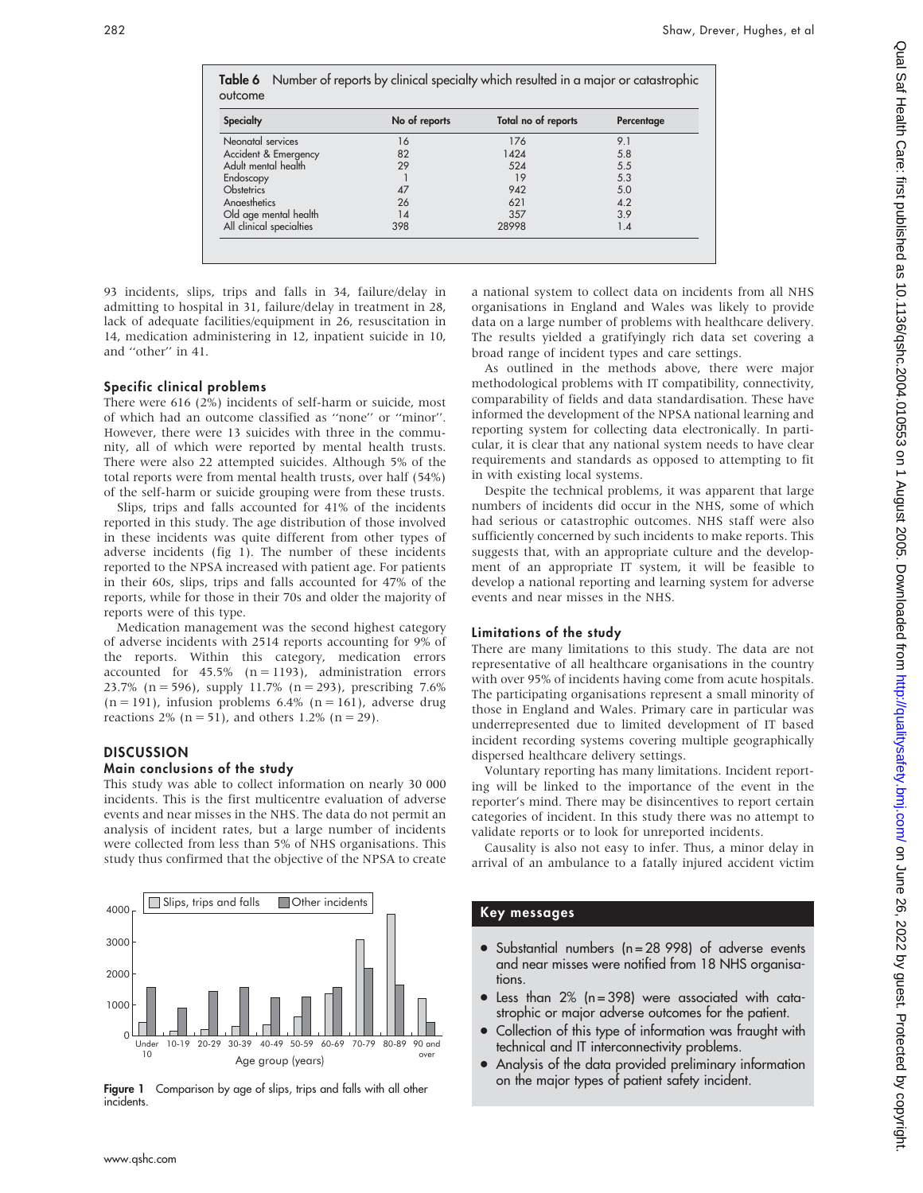**Table 6** Number of reports by clinical specialty which resulted in a major or catastrophic outcome

| Specialty | No of reports | Total no of reports | Percentage |
|---|---|---|---|
| Neonatal services | 16 | 176 | 9.1 |
| Accident & Emergency | 82 | 1424 | 5.8 |
| Adult mental health | 29 | 524 | 5.5 |
| Endoscopy | 1 | 19 | 5.3 |
| Obstetrics | 47 | 942 | 5.0 |
| Anaesthetics | 26 | 621 | 4.2 |
| Old age mental health | 14 | 357 | 3.9 |
| All clinical specialties | 398 | 28998 | 1.4 |

93 incidents, slips, trips and falls in 34, failure/delay in admitting to hospital in 31, failure/delay in treatment in 28, lack of adequate facilities/equipment in 26, resuscitation in 14, medication administering in 12, inpatient suicide in 10, and "other" in 41.

### Specific clinical problems

There were 616 (2%) incidents of self-harm or suicide, most of which had an outcome classified as "none" or "minor". However, there were 13 suicides with three in the community, all of which were reported by mental health trusts. There were also 22 attempted suicides. Although 5% of the total reports were from mental health trusts, over half (54%) of the self-harm or suicide grouping were from these trusts.

Slips, trips and falls accounted for 41% of the incidents reported in this study. The age distribution of those involved in these incidents was quite different from other types of adverse incidents (fig 1). The number of these incidents reported to the NPSA increased with patient age. For patients in their 60s, slips, trips and falls accounted for 47% of the reports, while for those in their 70s and older the majority of reports were of this type.

Medication management was the second highest category of adverse incidents with 2514 reports accounting for 9% of the reports. Within this category, medication errors accounted for 45.5% (n = 1193), administration errors 23.7% (n = 596), supply 11.7% (n = 293), prescribing 7.6% (n = 191), infusion problems 6.4% (n = 161), adverse drug reactions 2% (n = 51), and others 1.2% (n = 29).

## DISCUSSION

### Main conclusions of the study

This study was able to collect information on nearly 30 000 incidents. This is the first multicentre evaluation of adverse events and near misses in the NHS. The data do not permit an analysis of incident rates, but a large number of incidents were collected from less than 5% of NHS organisations. This study thus confirmed that the objective of the NPSA to create a national system to collect data on incidents from all NHS organisations in England and Wales was likely to provide data on a large number of problems with healthcare delivery. The results yielded a gratifyingly rich data set covering a broad range of incident types and care settings.

As outlined in the methods above, there were major methodological problems with IT compatibility, connectivity, comparability of fields and data standardisation. These have informed the development of the NPSA national learning and reporting system for collecting data electronically. In particular, it is clear that any national system needs to have clear requirements and standards as opposed to attempting to fit in with existing local systems.

Despite the technical problems, it was apparent that large numbers of incidents did occur in the NHS, some of which had serious or catastrophic outcomes. NHS staff were also sufficiently concerned by such incidents to make reports. This suggests that, with an appropriate culture and the development of an appropriate IT system, it will be feasible to develop a national reporting and learning system for adverse events and near misses in the NHS.

### Limitations of the study

There are many limitations to this study. The data are not representative of all healthcare organisations in the country with over 95% of incidents having come from acute hospitals. The participating organisations represent a small minority of those in England and Wales. Primary care in particular was underrepresented due to limited development of IT based incident recording systems covering multiple geographically dispersed healthcare delivery settings.

Voluntary reporting has many limitations. Incident reporting will be linked to the importance of the event in the reporter's mind. There may be disincentives to report certain categories of incident. In this study there was no attempt to validate reports or to look for unreported incidents.

Causality is also not easy to infer. Thus, a minor delay in arrival of an ambulance to a fatally injured accident victim

| Age group (years) | Slips, trips and falls | Other incidents |
|---|---|---|
| Under 10 | | |
| 10-19 | | |
| 20-29 | | |
| 30-39 | | |
| 40-49 | | |
| 50-59 | | |
| 60-69 | | |
| 70-79 | | |
| 80-89 | | |
| 90 and over | | |

**Figure 1** Comparison by age of slips, trips and falls with all other incidents.

### Key messages

- Substantial numbers (n = 28 998) of adverse events and near misses were notified from 18 NHS organisations.
- Less than 2% (n = 398) were associated with catastrophic or major adverse outcomes for the patient.
- Collection of this type of information was fraught with technical and IT interconnectivity problems.
- Analysis of the data provided preliminary information on the major types of patient safety incident.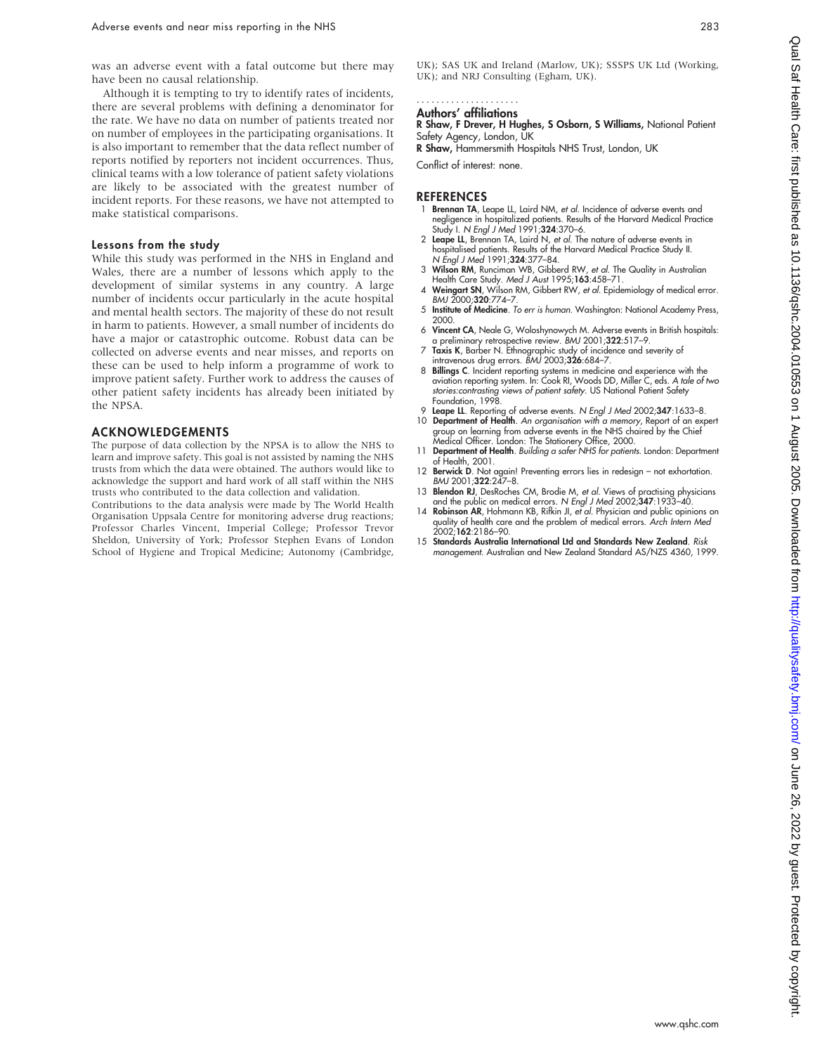was an adverse event with a fatal outcome but there may have been no causal relationship.

Although it is tempting to try to identify rates of incidents, there are several problems with defining a denominator for the rate. We have no data on number of patients treated nor on number of employees in the participating organisations. It is also important to remember that the data reflect number of reports notified by reporters not incident occurrences. Thus, clinical teams with a low tolerance of patient safety violations are likely to be associated with the greatest number of incident reports. For these reasons, we have not attempted to make statistical comparisons.

### Lessons from the study

While this study was performed in the NHS in England and Wales, there are a number of lessons which apply to the development of similar systems in any country. A large number of incidents occur particularly in the acute hospital and mental health sectors. The majority of these do not result in harm to patients. However, a small number of incidents do have a major or catastrophic outcome. Robust data can be collected on adverse events and near misses, and reports on these can be used to help inform a programme of work to improve patient safety. Further work to address the causes of other patient safety incidents has already been initiated by the NPSA.

## ACKNOWLEDGEMENTS

The purpose of data collection by the NPSA is to allow the NHS to learn and improve safety. This goal is not assisted by naming the NHS trusts from which the data were obtained. The authors would like to acknowledge the support and hard work of all staff within the NHS trusts who contributed to the data collection and validation.

Contributions to the data analysis were made by The World Health Organisation Uppsala Centre for monitoring adverse drug reactions; Professor Charles Vincent, Imperial College; Professor Trevor Sheldon, University of York; Professor Stephen Evans of London School of Hygiene and Tropical Medicine; Autonomy (Cambridge, UK); SAS UK and Ireland (Marlow, UK); SSSPS UK Ltd (Working, UK); and NRJ Consulting (Egham, UK).

### Authors' affiliations

**R Shaw, F Drever, H Hughes, S Osborn, S Williams,** National Patient Safety Agency, London, UK

**R Shaw,** Hammersmith Hospitals NHS Trust, London, UK

Conflict of interest: none.

## REFERENCES

1. **Brennan TA**, Leape LL, Laird NM, *et al*. Incidence of adverse events and negligence in hospitalized patients. Results of the Harvard Medical Practice Study I. *N Engl J Med* 1991;**324**:370–6.
2. **Leape LL**, Brennan TA, Laird N, *et al*. The nature of adverse events in hospitalised patients. Results of the Harvard Medical Practice Study II. *N Engl J Med* 1991;**324**:377–84.
3. **Wilson RM**, Runciman WB, Gibberd RW, *et al*. The Quality in Australian Health Care Study. *Med J Aust* 1995;**163**:458–71.
4. **Weingart SN**, Wilson RM, Gibberd RW, *et al*. Epidemiology of medical error. *BMJ* 2000;**320**:774–7.
5. **Institute of Medicine**. *To err is human*. Washington: National Academy Press, 2000.
6. **Vincent CA**, Neale G, Woloshynowych M. Adverse events in British hospitals: a preliminary retrospective review. *BMJ* 2001;**322**:517–9.
7. **Taxis K**, Barber N. Ethnographic study of incidence and severity of intravenous drug errors. *BMJ* 2003;**326**:684–7.
8. **Billings C**. Incident reporting systems in medicine and experience with the aviation reporting system. In: Cook RI, Woods DD, Miller C, eds. *A tale of two stories:contrasting views of patient safety*. US National Patient Safety Foundation, 1998.
9. **Leape LL**. Reporting of adverse events. *N Engl J Med* 2002;**347**:1633–8.
10. **Department of Health**. *An organisation with a memory*, Report of an expert group on learning from adverse events in the NHS chaired by the Chief Medical Officer. London: The Stationery Office, 2000.
11. **Department of Health**. *Building a safer NHS for patients*. London: Department of Health, 2001.
12. **Berwick D**. Not again! Preventing errors lies in redesign – not exhortation. *BMJ* 2001;**322**:247–8.
13. **Blendon RJ**, DesRoches CM, Brodie M, *et al*. Views of practising physicians and the public on medical errors. *N Engl J Med* 2002;**347**:1933–40.
14. **Robinson AR**, Hohmann KB, Rifkin JI, *et al*. Physician and public opinions on quality of health care and the problem of medical errors. *Arch Intern Med* 2002;**162**:2186–90.
15. **Standards Australia International Ltd and Standards New Zealand**. *Risk management*. Australian and New Zealand Standard AS/NZS 4360, 1999.